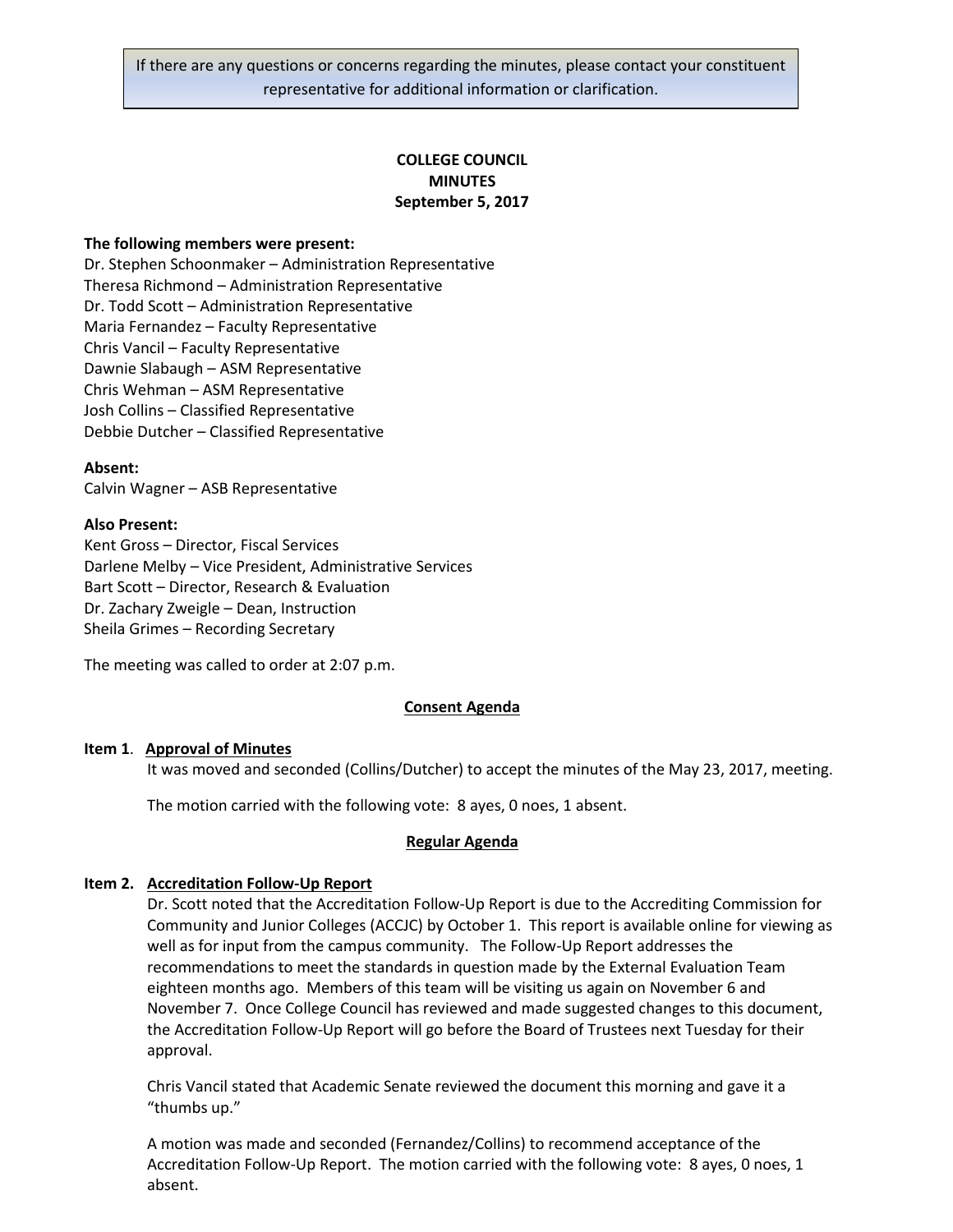> If there are any questions or concerns regarding the minutes, please contact your constituent representative for additional information or clarification.

# COLLEGE COUNCIL
# MINUTES
## September 5, 2017

**The following members were present:**

Dr. Stephen Schoonmaker – Administration Representative
Theresa Richmond – Administration Representative
Dr. Todd Scott – Administration Representative
Maria Fernandez – Faculty Representative
Chris Vancil – Faculty Representative
Dawnie Slabaugh – ASM Representative
Chris Wehman – ASM Representative
Josh Collins – Classified Representative
Debbie Dutcher – Classified Representative

**Absent:**

Calvin Wagner – ASB Representative

**Also Present:**

Kent Gross – Director, Fiscal Services
Darlene Melby – Vice President, Administrative Services
Bart Scott – Director, Research & Evaluation
Dr. Zachary Zweigle – Dean, Instruction
Sheila Grimes – Recording Secretary

The meeting was called to order at 2:07 p.m.

### Consent Agenda

**Item 1. Approval of Minutes**

It was moved and seconded (Collins/Dutcher) to accept the minutes of the May 23, 2017, meeting.

The motion carried with the following vote: 8 ayes, 0 noes, 1 absent.

### Regular Agenda

**Item 2. Accreditation Follow-Up Report**

Dr. Scott noted that the Accreditation Follow-Up Report is due to the Accrediting Commission for Community and Junior Colleges (ACCJC) by October 1. This report is available online for viewing as well as for input from the campus community. The Follow-Up Report addresses the recommendations to meet the standards in question made by the External Evaluation Team eighteen months ago. Members of this team will be visiting us again on November 6 and November 7. Once College Council has reviewed and made suggested changes to this document, the Accreditation Follow-Up Report will go before the Board of Trustees next Tuesday for their approval.

Chris Vancil stated that Academic Senate reviewed the document this morning and gave it a "thumbs up."

A motion was made and seconded (Fernandez/Collins) to recommend acceptance of the Accreditation Follow-Up Report. The motion carried with the following vote: 8 ayes, 0 noes, 1 absent.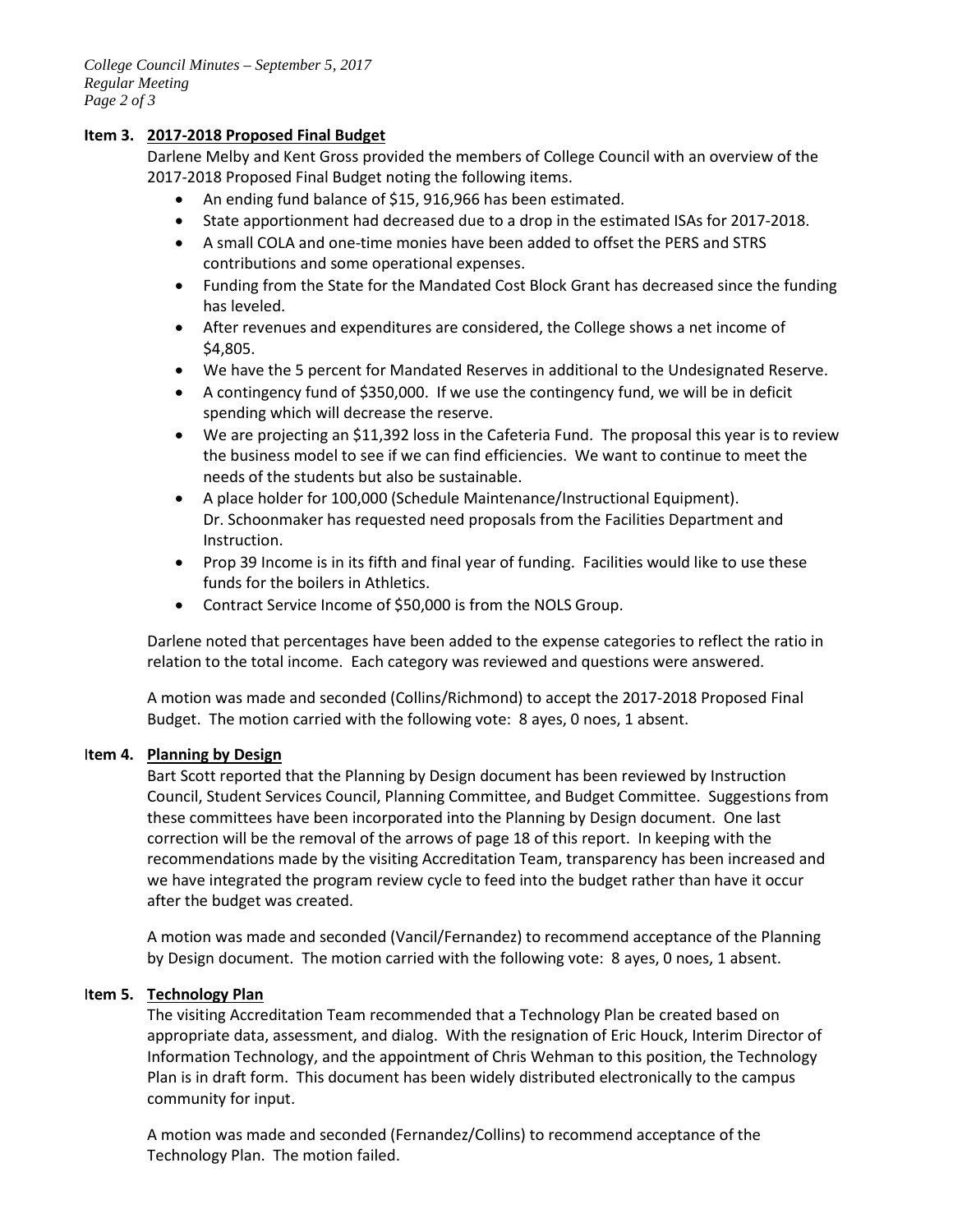**Item 3. 2017-2018 Proposed Final Budget**

Darlene Melby and Kent Gross provided the members of College Council with an overview of the 2017-2018 Proposed Final Budget noting the following items.

- An ending fund balance of $15, 916,966 has been estimated.
- State apportionment had decreased due to a drop in the estimated ISAs for 2017-2018.
- A small COLA and one-time monies have been added to offset the PERS and STRS contributions and some operational expenses.
- Funding from the State for the Mandated Cost Block Grant has decreased since the funding has leveled.
- After revenues and expenditures are considered, the College shows a net income of $4,805.
- We have the 5 percent for Mandated Reserves in additional to the Undesignated Reserve.
- A contingency fund of $350,000. If we use the contingency fund, we will be in deficit spending which will decrease the reserve.
- We are projecting an $11,392 loss in the Cafeteria Fund. The proposal this year is to review the business model to see if we can find efficiencies. We want to continue to meet the needs of the students but also be sustainable.
- A place holder for 100,000 (Schedule Maintenance/Instructional Equipment). Dr. Schoonmaker has requested need proposals from the Facilities Department and Instruction.
- Prop 39 Income is in its fifth and final year of funding. Facilities would like to use these funds for the boilers in Athletics.
- Contract Service Income of $50,000 is from the NOLS Group.

Darlene noted that percentages have been added to the expense categories to reflect the ratio in relation to the total income. Each category was reviewed and questions were answered.

A motion was made and seconded (Collins/Richmond) to accept the 2017-2018 Proposed Final Budget. The motion carried with the following vote: 8 ayes, 0 noes, 1 absent.

**Item 4. Planning by Design**

Bart Scott reported that the Planning by Design document has been reviewed by Instruction Council, Student Services Council, Planning Committee, and Budget Committee. Suggestions from these committees have been incorporated into the Planning by Design document. One last correction will be the removal of the arrows of page 18 of this report. In keeping with the recommendations made by the visiting Accreditation Team, transparency has been increased and we have integrated the program review cycle to feed into the budget rather than have it occur after the budget was created.

A motion was made and seconded (Vancil/Fernandez) to recommend acceptance of the Planning by Design document. The motion carried with the following vote: 8 ayes, 0 noes, 1 absent.

**Item 5. Technology Plan**

The visiting Accreditation Team recommended that a Technology Plan be created based on appropriate data, assessment, and dialog. With the resignation of Eric Houck, Interim Director of Information Technology, and the appointment of Chris Wehman to this position, the Technology Plan is in draft form. This document has been widely distributed electronically to the campus community for input.

A motion was made and seconded (Fernandez/Collins) to recommend acceptance of the Technology Plan. The motion failed.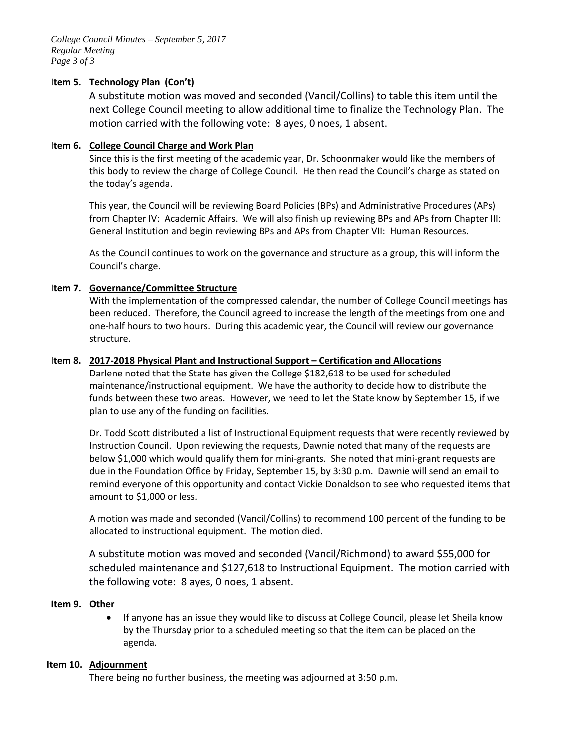**Item 5. Technology Plan (Con't)**

A substitute motion was moved and seconded (Vancil/Collins) to table this item until the next College Council meeting to allow additional time to finalize the Technology Plan. The motion carried with the following vote: 8 ayes, 0 noes, 1 absent.

**Item 6. College Council Charge and Work Plan**

Since this is the first meeting of the academic year, Dr. Schoonmaker would like the members of this body to review the charge of College Council. He then read the Council's charge as stated on the today's agenda.

This year, the Council will be reviewing Board Policies (BPs) and Administrative Procedures (APs) from Chapter IV: Academic Affairs. We will also finish up reviewing BPs and APs from Chapter III: General Institution and begin reviewing BPs and APs from Chapter VII: Human Resources.

As the Council continues to work on the governance and structure as a group, this will inform the Council's charge.

**Item 7. Governance/Committee Structure**

With the implementation of the compressed calendar, the number of College Council meetings has been reduced. Therefore, the Council agreed to increase the length of the meetings from one and one-half hours to two hours. During this academic year, the Council will review our governance structure.

**Item 8. 2017-2018 Physical Plant and Instructional Support – Certification and Allocations**

Darlene noted that the State has given the College $182,618 to be used for scheduled maintenance/instructional equipment. We have the authority to decide how to distribute the funds between these two areas. However, we need to let the State know by September 15, if we plan to use any of the funding on facilities.

Dr. Todd Scott distributed a list of Instructional Equipment requests that were recently reviewed by Instruction Council. Upon reviewing the requests, Dawnie noted that many of the requests are below $1,000 which would qualify them for mini-grants. She noted that mini-grant requests are due in the Foundation Office by Friday, September 15, by 3:30 p.m. Dawnie will send an email to remind everyone of this opportunity and contact Vickie Donaldson to see who requested items that amount to $1,000 or less.

A motion was made and seconded (Vancil/Collins) to recommend 100 percent of the funding to be allocated to instructional equipment. The motion died.

A substitute motion was moved and seconded (Vancil/Richmond) to award $55,000 for scheduled maintenance and $127,618 to Instructional Equipment. The motion carried with the following vote: 8 ayes, 0 noes, 1 absent.

**Item 9. Other**

- If anyone has an issue they would like to discuss at College Council, please let Sheila know by the Thursday prior to a scheduled meeting so that the item can be placed on the agenda.

**Item 10. Adjournment**

There being no further business, the meeting was adjourned at 3:50 p.m.